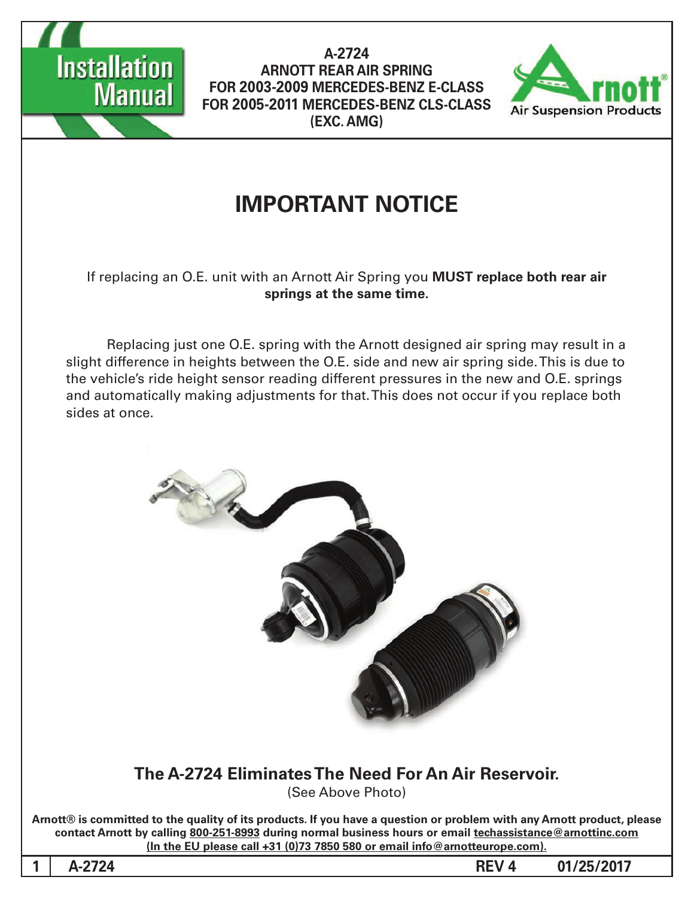# Installation Manual

**A-2724**
**ARNOTT REAR AIR SPRING**
**FOR 2003-2009 MERCEDES-BENZ E-CLASS**
**FOR 2005-2011 MERCEDES-BENZ CLS-CLASS**
**(EXC. AMG)**

Arnott® Air Suspension Products

# IMPORTANT NOTICE

If replacing an O.E. unit with an Arnott Air Spring you **MUST replace both rear air springs at the same time.**

Replacing just one O.E. spring with the Arnott designed air spring may result in a slight difference in heights between the O.E. side and new air spring side. This is due to the vehicle's ride height sensor reading different pressures in the new and O.E. springs and automatically making adjustments for that. This does not occur if you replace both sides at once.

## The A-2724 Eliminates The Need For An Air Reservoir.

(See Above Photo)

**Arnott® is committed to the quality of its products. If you have a question or problem with any Arnott product, please contact Arnott by calling 800-251-8993 during normal business hours or email techassistance@arnottinc.com (In the EU please call +31 (0)73 7850 580 or email info@arnotteurope.com).**

A-2724 REV 4 01/25/2017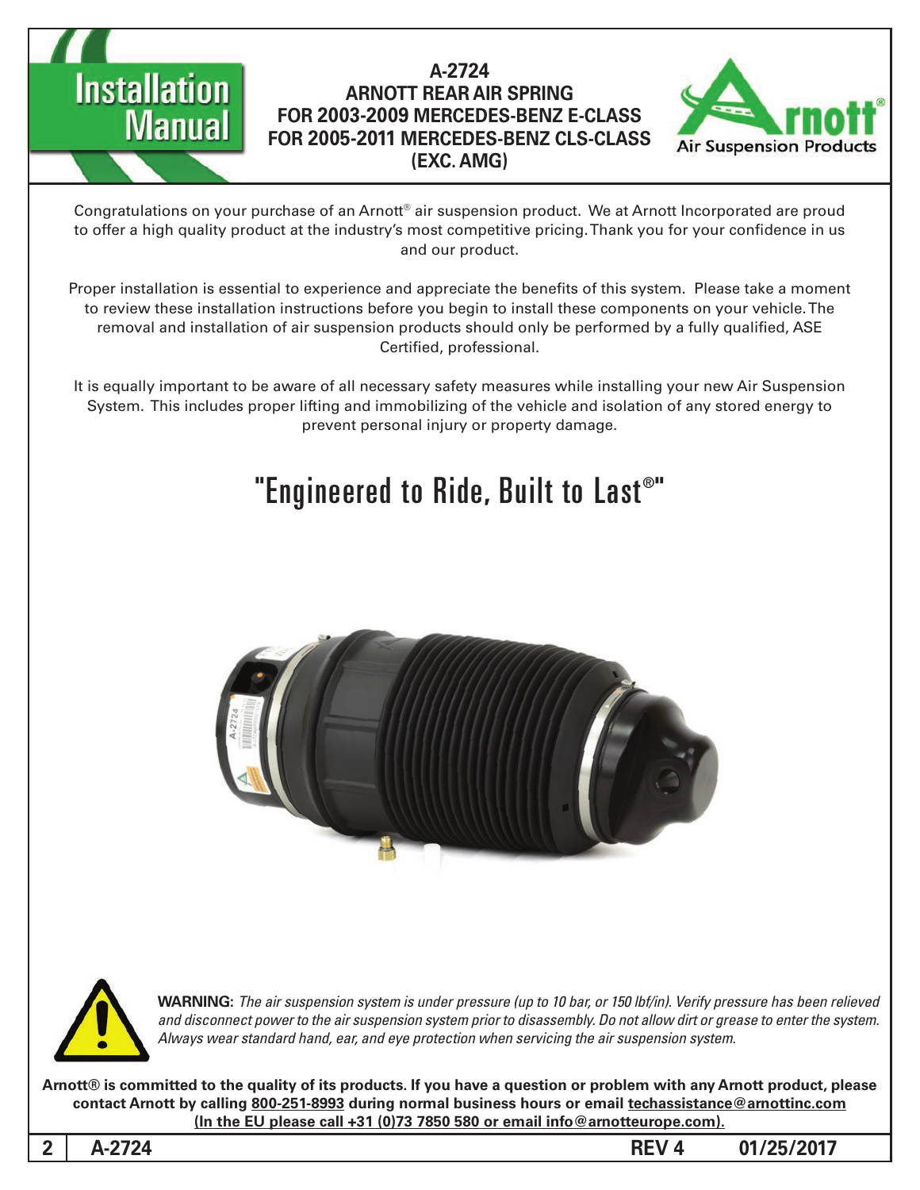# A-2724
## ARNOTT REAR AIR SPRING
## FOR 2003-2009 MERCEDES-BENZ E-CLASS
## FOR 2005-2011 MERCEDES-BENZ CLS-CLASS
## (EXC. AMG)

Congratulations on your purchase of an Arnott® air suspension product. We at Arnott Incorporated are proud to offer a high quality product at the industry's most competitive pricing. Thank you for your confidence in us and our product.

Proper installation is essential to experience and appreciate the benefits of this system. Please take a moment to review these installation instructions before you begin to install these components on your vehicle. The removal and installation of air suspension products should only be performed by a fully qualified, ASE Certified, professional.

It is equally important to be aware of all necessary safety measures while installing your new Air Suspension System. This includes proper lifting and immobilizing of the vehicle and isolation of any stored energy to prevent personal injury or property damage.

## "Engineered to Ride, Built to Last®"

**WARNING:** *The air suspension system is under pressure (up to 10 bar, or 150 lbf/in). Verify pressure has been relieved and disconnect power to the air suspension system prior to disassembly. Do not allow dirt or grease to enter the system. Always wear standard hand, ear, and eye protection when servicing the air suspension system.*

**Arnott® is committed to the quality of its products. If you have a question or problem with any Arnott product, please contact Arnott by calling 800-251-8993 during normal business hours or email techassistance@arnottinc.com (In the EU please call +31 (0)73 7850 580 or email info@arnotteurope.com).**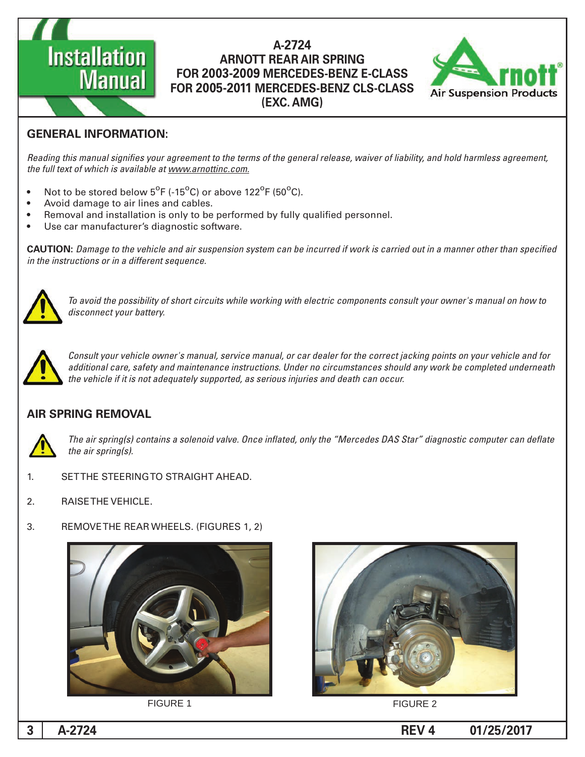# A-2724
## ARNOTT REAR AIR SPRING
## FOR 2003-2009 MERCEDES-BENZ E-CLASS
## FOR 2005-2011 MERCEDES-BENZ CLS-CLASS
## (EXC. AMG)

## GENERAL INFORMATION:

*Reading this manual signifies your agreement to the terms of the general release, waiver of liability, and hold harmless agreement, the full text of which is available at www.arnottinc.com.*

- Not to be stored below 5°F (-15°C) or above 122°F (50°C).
- Avoid damage to air lines and cables.
- Removal and installation is only to be performed by fully qualified personnel.
- Use car manufacturer's diagnostic software.

**CAUTION:** *Damage to the vehicle and air suspension system can be incurred if work is carried out in a manner other than specified in the instructions or in a different sequence.*

*To avoid the possibility of short circuits while working with electric components consult your owner's manual on how to disconnect your battery.*

*Consult your vehicle owner's manual, service manual, or car dealer for the correct jacking points on your vehicle and for additional care, safety and maintenance instructions. Under no circumstances should any work be completed underneath the vehicle if it is not adequately supported, as serious injuries and death can occur.*

## AIR SPRING REMOVAL

*The air spring(s) contains a solenoid valve. Once inflated, only the "Mercedes DAS Star" diagnostic computer can deflate the air spring(s).*

1. SET THE STEERING TO STRAIGHT AHEAD.

2. RAISE THE VEHICLE.

3. REMOVE THE REAR WHEELS. (FIGURES 1, 2)

FIGURE 1

FIGURE 2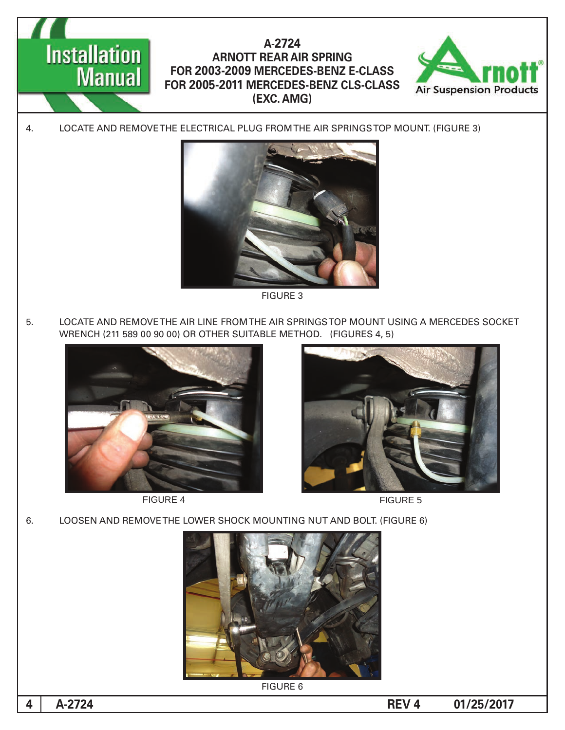4. LOCATE AND REMOVE THE ELECTRICAL PLUG FROM THE AIR SPRINGS TOP MOUNT. (FIGURE 3)

FIGURE 3

5. LOCATE AND REMOVE THE AIR LINE FROM THE AIR SPRINGS TOP MOUNT USING A MERCEDES SOCKET WRENCH (211 589 00 90 00) OR OTHER SUITABLE METHOD. (FIGURES 4, 5)

FIGURE 4

FIGURE 5

6. LOOSEN AND REMOVE THE LOWER SHOCK MOUNTING NUT AND BOLT. (FIGURE 6)

FIGURE 6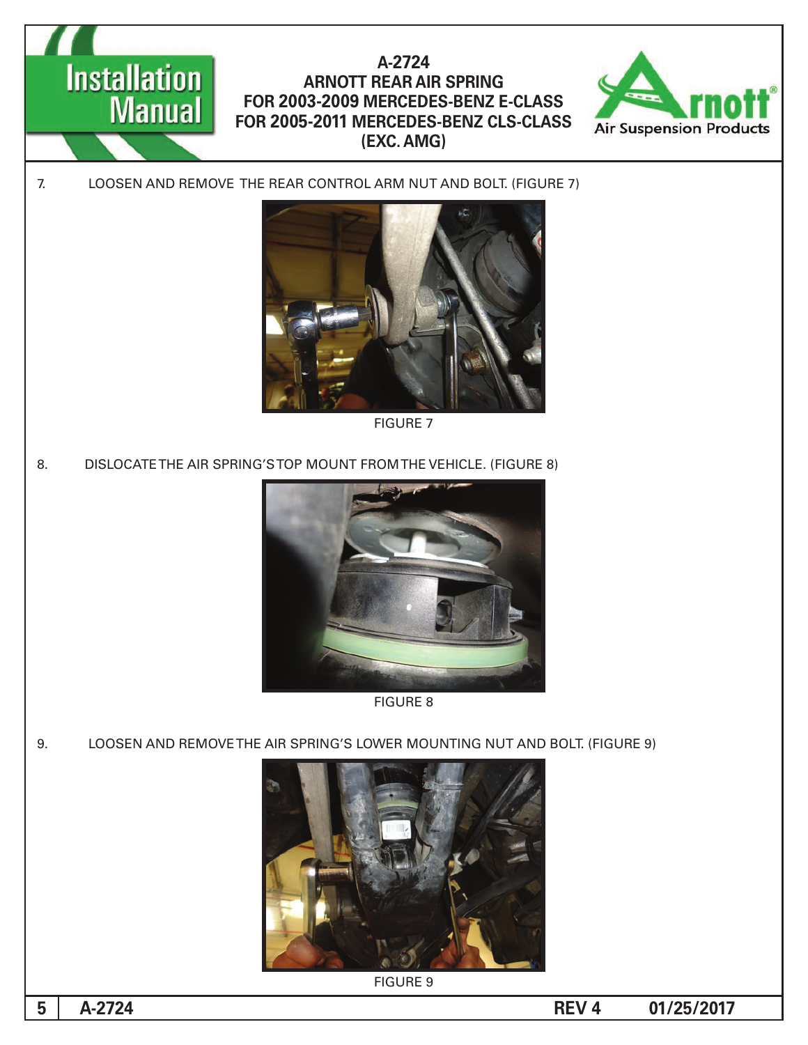7. LOOSEN AND REMOVE THE REAR CONTROL ARM NUT AND BOLT. (FIGURE 7)

FIGURE 7

8. DISLOCATE THE AIR SPRING'S TOP MOUNT FROM THE VEHICLE. (FIGURE 8)

FIGURE 8

9. LOOSEN AND REMOVE THE AIR SPRING'S LOWER MOUNTING NUT AND BOLT. (FIGURE 9)

FIGURE 9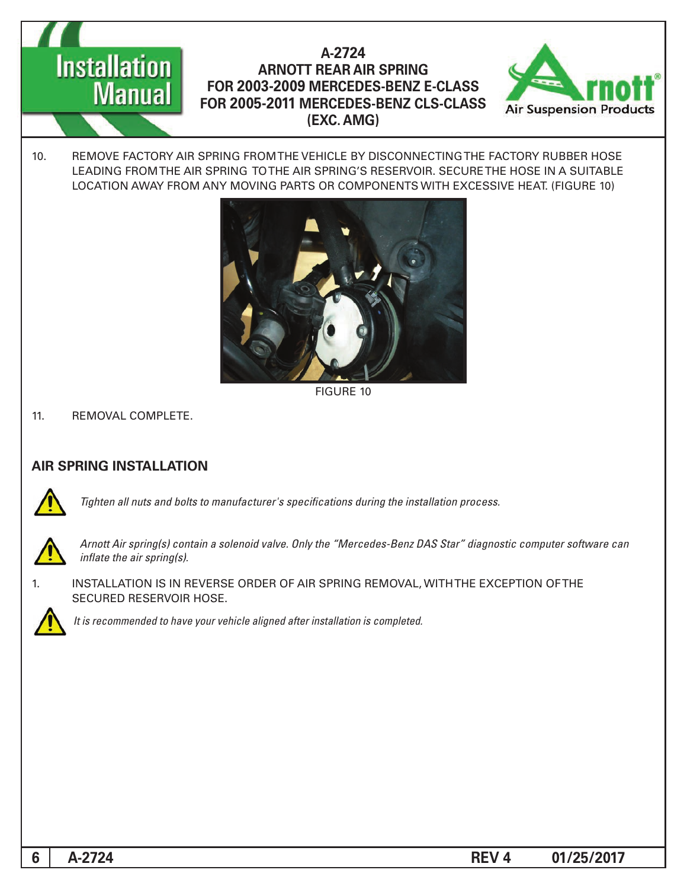10. REMOVE FACTORY AIR SPRING FROM THE VEHICLE BY DISCONNECTING THE FACTORY RUBBER HOSE LEADING FROM THE AIR SPRING TO THE AIR SPRING'S RESERVOIR. SECURE THE HOSE IN A SUITABLE LOCATION AWAY FROM ANY MOVING PARTS OR COMPONENTS WITH EXCESSIVE HEAT. (FIGURE 10)

FIGURE 10

11. REMOVAL COMPLETE.

## AIR SPRING INSTALLATION

*Tighten all nuts and bolts to manufacturer's specifications during the installation process.*

*Arnott Air spring(s) contain a solenoid valve. Only the "Mercedes-Benz DAS Star" diagnostic computer software can inflate the air spring(s).*

1. INSTALLATION IS IN REVERSE ORDER OF AIR SPRING REMOVAL, WITH THE EXCEPTION OF THE SECURED RESERVOIR HOSE.

*It is recommended to have your vehicle aligned after installation is completed.*